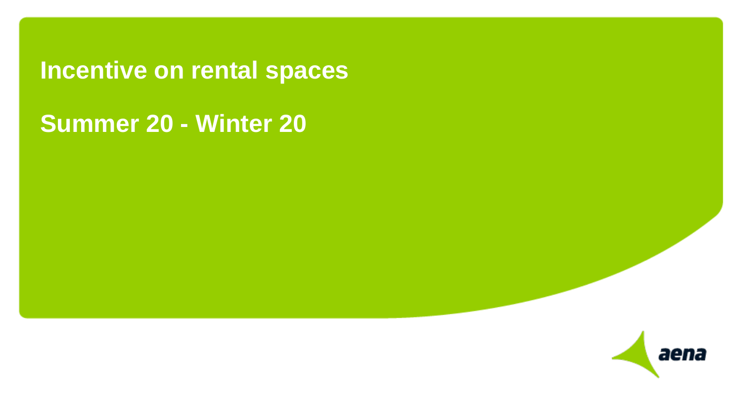# Incentive on rental spaces

## Summer 20 - Winter 20

aena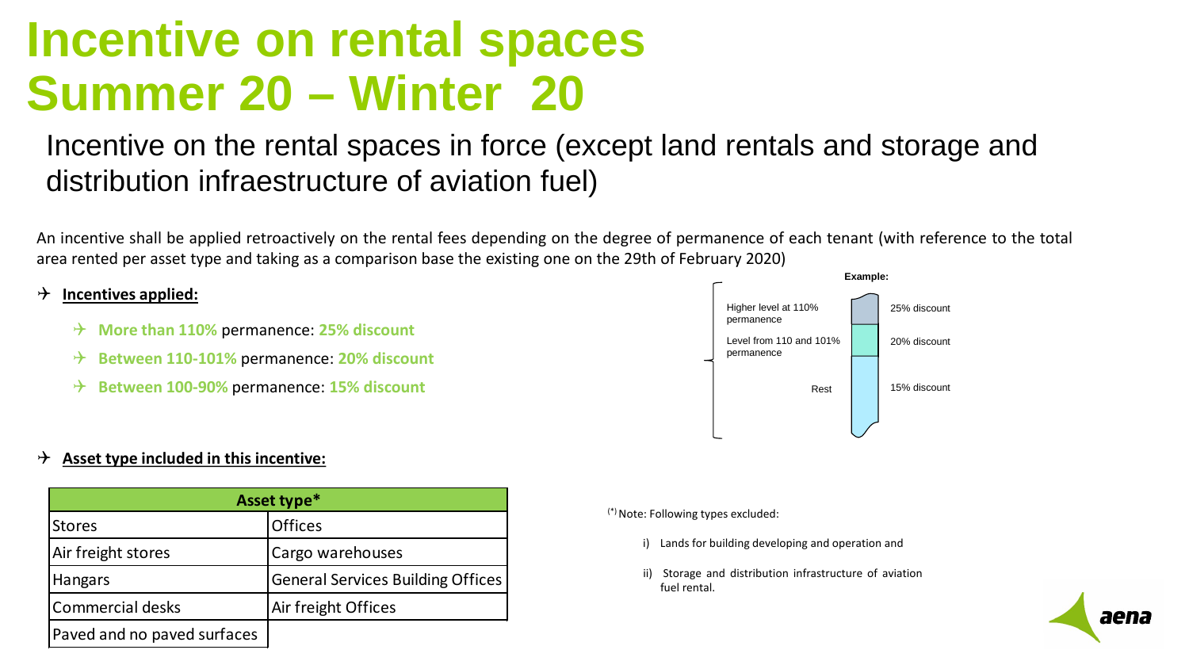# Incentive on rental spaces Summer 20 – Winter 20

## Incentive on the rental spaces in force (except land rentals and storage and distribution infraestructure of aviation fuel)

An incentive shall be applied retroactively on the rental fees depending on the degree of permanence of each tenant (with reference to the total area rented per asset type and taking as a comparison base the existing one on the 29th of February 2020)

- **Incentives applied:**
  - **More than 110%** permanence: **25% discount**
  - **Between 110-101%** permanence: **20% discount**
  - **Between 100-90%** permanence: **15% discount**

**Example:**

| | |
|---|---|
| Higher level at 110% permanence | 25% discount |
| Level from 110 and 101% permanence | 20% discount |
| Rest | 15% discount |

- **Asset type included in this incentive:**

| Asset type* | |
|---|---|
| Stores | Offices |
| Air freight stores | Cargo warehouses |
| Hangars | General Services Building Offices |
| Commercial desks | Air freight Offices |
| Paved and no paved surfaces | |

(*) Note: Following types excluded:

i) Lands for building developing and operation and

ii) Storage and distribution infrastructure of aviation fuel rental.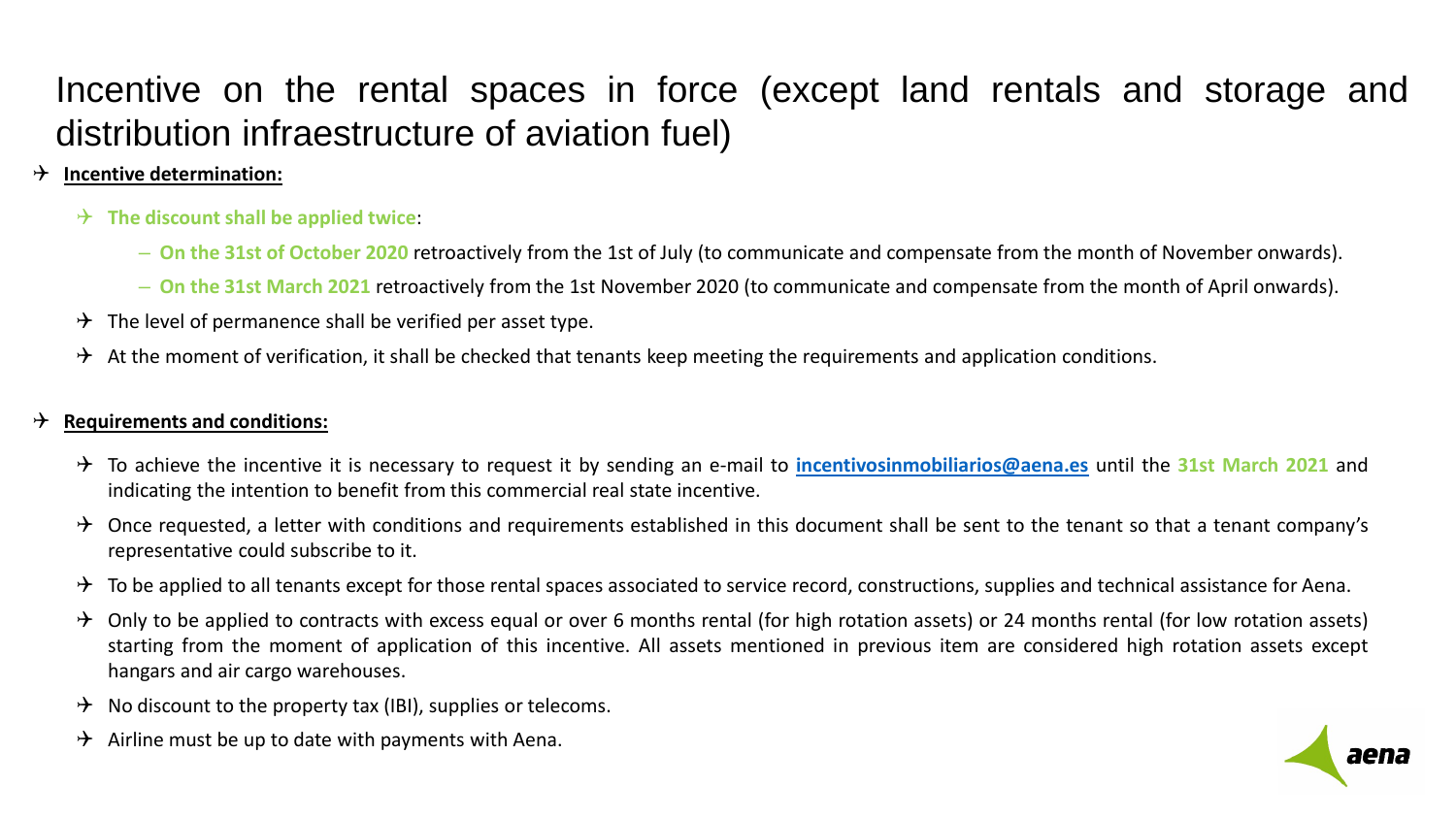# Incentive on the rental spaces in force (except land rentals and storage and distribution infraestructure of aviation fuel)

- **Incentive determination:**
  - **The discount shall be applied twice**:
    - **On the 31st of October 2020** retroactively from the 1st of July (to communicate and compensate from the month of November onwards).
    - **On the 31st March 2021** retroactively from the 1st November 2020 (to communicate and compensate from the month of April onwards).
  - The level of permanence shall be verified per asset type.
  - At the moment of verification, it shall be checked that tenants keep meeting the requirements and application conditions.

- **Requirements and conditions:**
  - To achieve the incentive it is necessary to request it by sending an e-mail to **incentivosinmobiliarios@aena.es** until the **31st March 2021** and indicating the intention to benefit from this commercial real state incentive.
  - Once requested, a letter with conditions and requirements established in this document shall be sent to the tenant so that a tenant company's representative could subscribe to it.
  - To be applied to all tenants except for those rental spaces associated to service record, constructions, supplies and technical assistance for Aena.
  - Only to be applied to contracts with excess equal or over 6 months rental (for high rotation assets) or 24 months rental (for low rotation assets) starting from the moment of application of this incentive. All assets mentioned in previous item are considered high rotation assets except hangars and air cargo warehouses.
  - No discount to the property tax (IBI), supplies or telecoms.
  - Airline must be up to date with payments with Aena.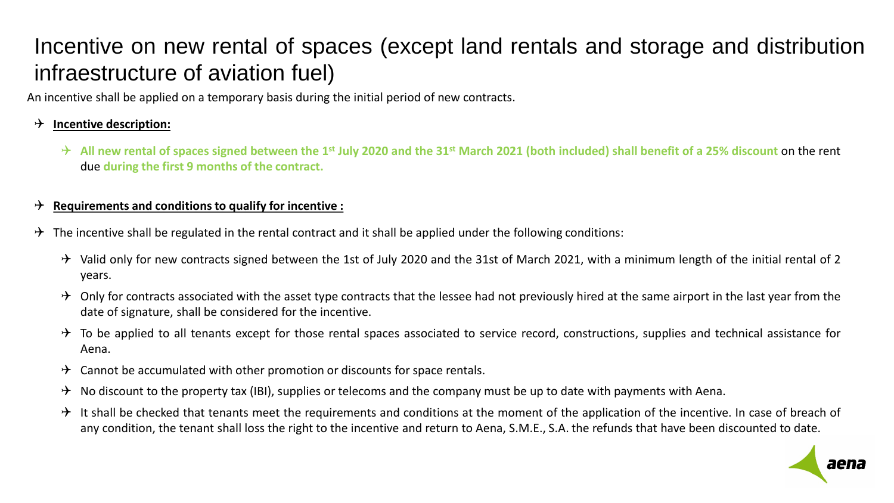# Incentive on new rental of spaces (except land rentals and storage and distribution infraestructure of aviation fuel)

An incentive shall be applied on a temporary basis during the initial period of new contracts.

- **Incentive description:**
  - **All new rental of spaces signed between the 1st July 2020 and the 31st March 2021 (both included) shall benefit of a 25% discount** on the rent due **during the first 9 months of the contract.**

- **Requirements and conditions to qualify for incentive :**

- The incentive shall be regulated in the rental contract and it shall be applied under the following conditions:
  - Valid only for new contracts signed between the 1st of July 2020 and the 31st of March 2021, with a minimum length of the initial rental of 2 years.
  - Only for contracts associated with the asset type contracts that the lessee had not previously hired at the same airport in the last year from the date of signature, shall be considered for the incentive.
  - To be applied to all tenants except for those rental spaces associated to service record, constructions, supplies and technical assistance for Aena.
  - Cannot be accumulated with other promotion or discounts for space rentals.
  - No discount to the property tax (IBI), supplies or telecoms and the company must be up to date with payments with Aena.
  - It shall be checked that tenants meet the requirements and conditions at the moment of the application of the incentive. In case of breach of any condition, the tenant shall loss the right to the incentive and return to Aena, S.M.E., S.A. the refunds that have been discounted to date.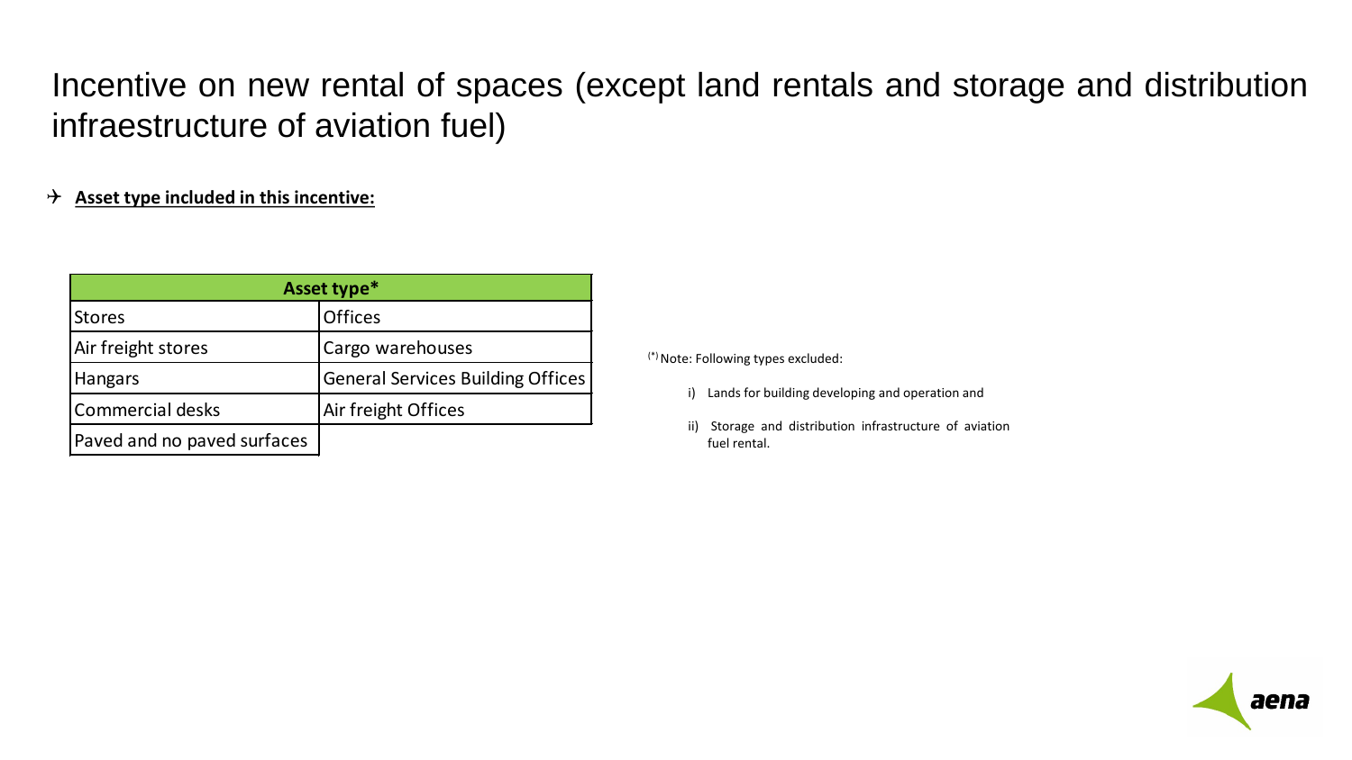# Incentive on new rental of spaces (except land rentals and storage and distribution infraestructure of aviation fuel)

- **Asset type included in this incentive:**

| Asset type* | |
|---|---|
| Stores | Offices |
| Air freight stores | Cargo warehouses |
| Hangars | General Services Building Offices |
| Commercial desks | Air freight Offices |
| Paved and no paved surfaces | |

(*) Note: Following types excluded:

i) Lands for building developing and operation and

ii) Storage and distribution infrastructure of aviation fuel rental.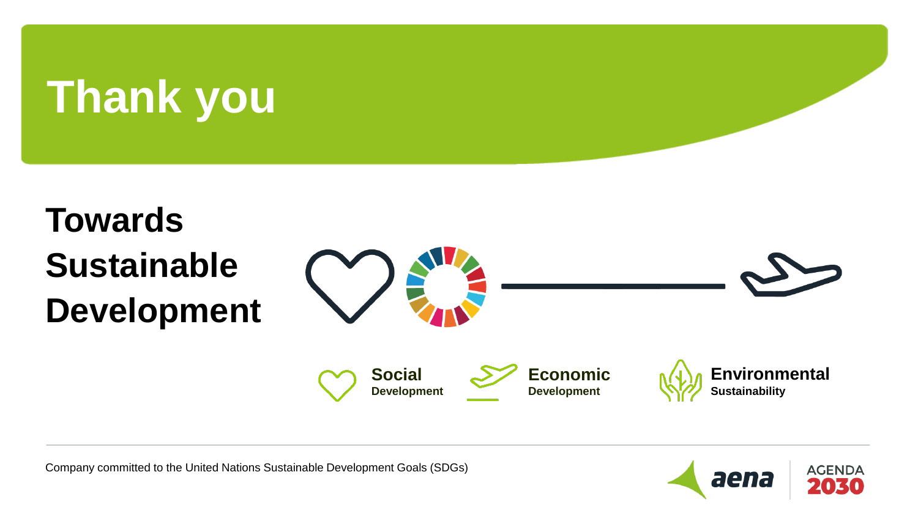# Thank you

## Towards Sustainable Development

**Social**
Development

**Economic**
Development

**Environmental**
Sustainability

Company committed to the United Nations Sustainable Development Goals (SDGs)

aena

AGENDA 2030